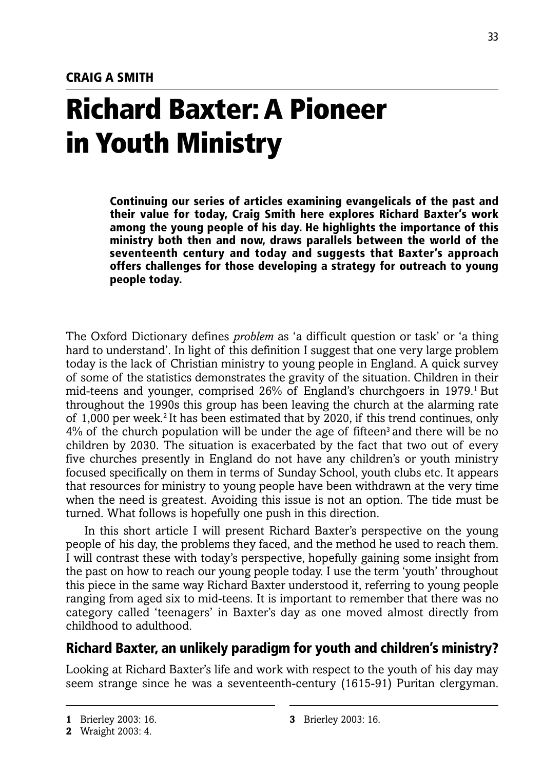CRAIG A SMITH

# Richard Baxter: A Pioneer in Youth Ministry

**Continuing our series of articles examining evangelicals of the past and their value for today, Craig Smith here explores Richard Baxter's work among the young people of his day. He highlights the importance of this ministry both then and now, draws parallels between the world of the seventeenth century and today and suggests that Baxter's approach offers challenges for those developing a strategy for outreach to young people today.**

The Oxford Dictionary defines *problem* as 'a difficult question or task' or 'a thing hard to understand'. In light of this definition I suggest that one very large problem today is the lack of Christian ministry to young people in England. A quick survey of some of the statistics demonstrates the gravity of the situation. Children in their mid-teens and younger, comprised 26% of England's churchgoers in 1979.[1] But throughout the 1990s this group has been leaving the church at the alarming rate of 1,000 per week.[2] It has been estimated that by 2020, if this trend continues, only 4% of the church population will be under the age of fifteen[3] and there will be no children by 2030. The situation is exacerbated by the fact that two out of every five churches presently in England do not have any children's or youth ministry focused specifically on them in terms of Sunday School, youth clubs etc. It appears that resources for ministry to young people have been withdrawn at the very time when the need is greatest. Avoiding this issue is not an option. The tide must be turned. What follows is hopefully one push in this direction.

In this short article I will present Richard Baxter's perspective on the young people of his day, the problems they faced, and the method he used to reach them. I will contrast these with today's perspective, hopefully gaining some insight from the past on how to reach our young people today. I use the term 'youth' throughout this piece in the same way Richard Baxter understood it, referring to young people ranging from aged six to mid-teens. It is important to remember that there was no category called 'teenagers' in Baxter's day as one moved almost directly from childhood to adulthood.

## Richard Baxter, an unlikely paradigm for youth and children's ministry?

Looking at Richard Baxter's life and work with respect to the youth of his day may seem strange since he was a seventeenth-century (1615-91) Puritan clergyman.

---

**1** Brierley 2003: 16.

**2** Wraight 2003: 4.

**3** Brierley 2003: 16.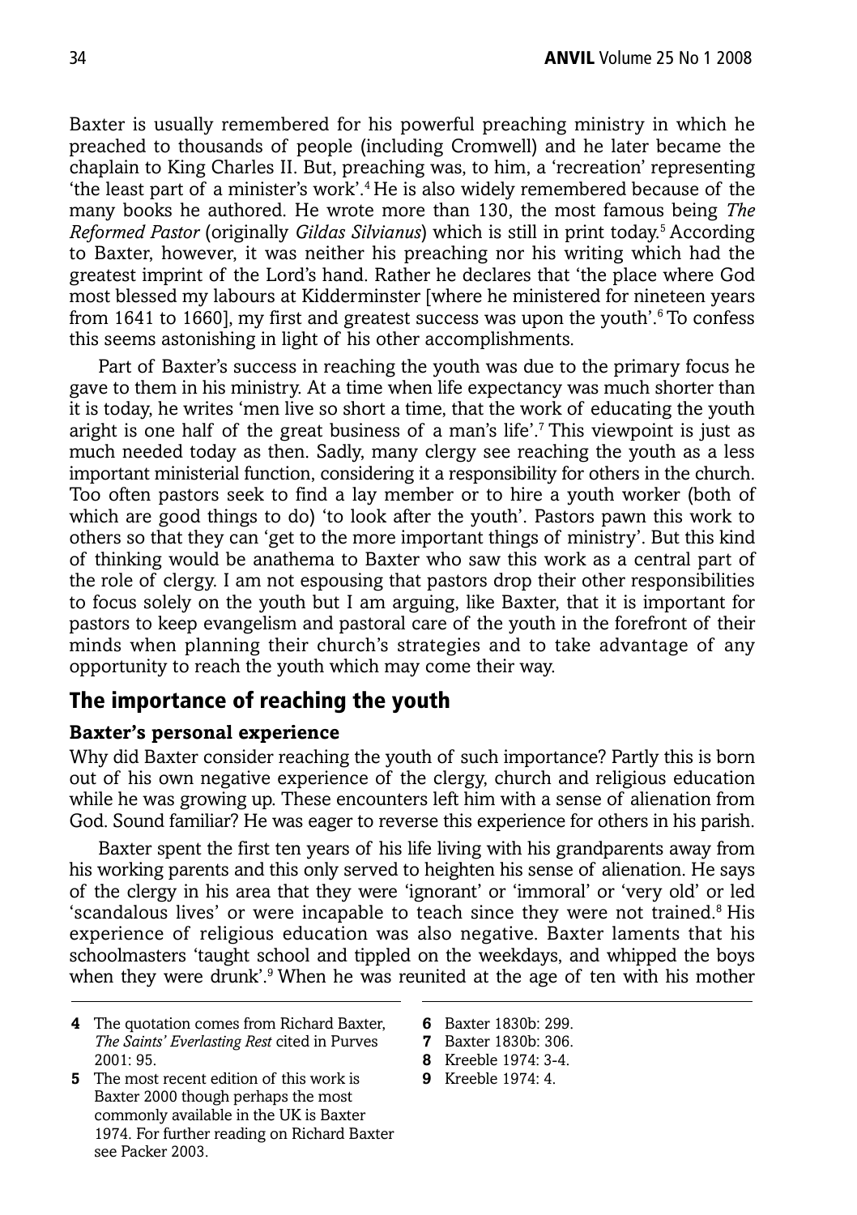Baxter is usually remembered for his powerful preaching ministry in which he preached to thousands of people (including Cromwell) and he later became the chaplain to King Charles II. But, preaching was, to him, a 'recreation' representing 'the least part of a minister's work'.[4] He is also widely remembered because of the many books he authored. He wrote more than 130, the most famous being *The Reformed Pastor* (originally *Gildas Silvianus*) which is still in print today.[5] According to Baxter, however, it was neither his preaching nor his writing which had the greatest imprint of the Lord's hand. Rather he declares that 'the place where God most blessed my labours at Kidderminster [where he ministered for nineteen years from 1641 to 1660], my first and greatest success was upon the youth'.[6] To confess this seems astonishing in light of his other accomplishments.

Part of Baxter's success in reaching the youth was due to the primary focus he gave to them in his ministry. At a time when life expectancy was much shorter than it is today, he writes 'men live so short a time, that the work of educating the youth aright is one half of the great business of a man's life'.[7] This viewpoint is just as much needed today as then. Sadly, many clergy see reaching the youth as a less important ministerial function, considering it a responsibility for others in the church. Too often pastors seek to find a lay member or to hire a youth worker (both of which are good things to do) 'to look after the youth'. Pastors pawn this work to others so that they can 'get to the more important things of ministry'. But this kind of thinking would be anathema to Baxter who saw this work as a central part of the role of clergy. I am not espousing that pastors drop their other responsibilities to focus solely on the youth but I am arguing, like Baxter, that it is important for pastors to keep evangelism and pastoral care of the youth in the forefront of their minds when planning their church's strategies and to take advantage of any opportunity to reach the youth which may come their way.

## The importance of reaching the youth

### Baxter's personal experience

Why did Baxter consider reaching the youth of such importance? Partly this is born out of his own negative experience of the clergy, church and religious education while he was growing up. These encounters left him with a sense of alienation from God. Sound familiar? He was eager to reverse this experience for others in his parish.

Baxter spent the first ten years of his life living with his grandparents away from his working parents and this only served to heighten his sense of alienation. He says of the clergy in his area that they were 'ignorant' or 'immoral' or 'very old' or led 'scandalous lives' or were incapable to teach since they were not trained.[8] His experience of religious education was also negative. Baxter laments that his schoolmasters 'taught school and tippled on the weekdays, and whipped the boys when they were drunk'.[9] When he was reunited at the age of ten with his mother

---

4 The quotation comes from Richard Baxter, *The Saints' Everlasting Rest* cited in Purves 2001: 95.

5 The most recent edition of this work is Baxter 2000 though perhaps the most commonly available in the UK is Baxter 1974. For further reading on Richard Baxter see Packer 2003.

6 Baxter 1830b: 299.

7 Baxter 1830b: 306.

8 Kreeble 1974: 3-4.

9 Kreeble 1974: 4.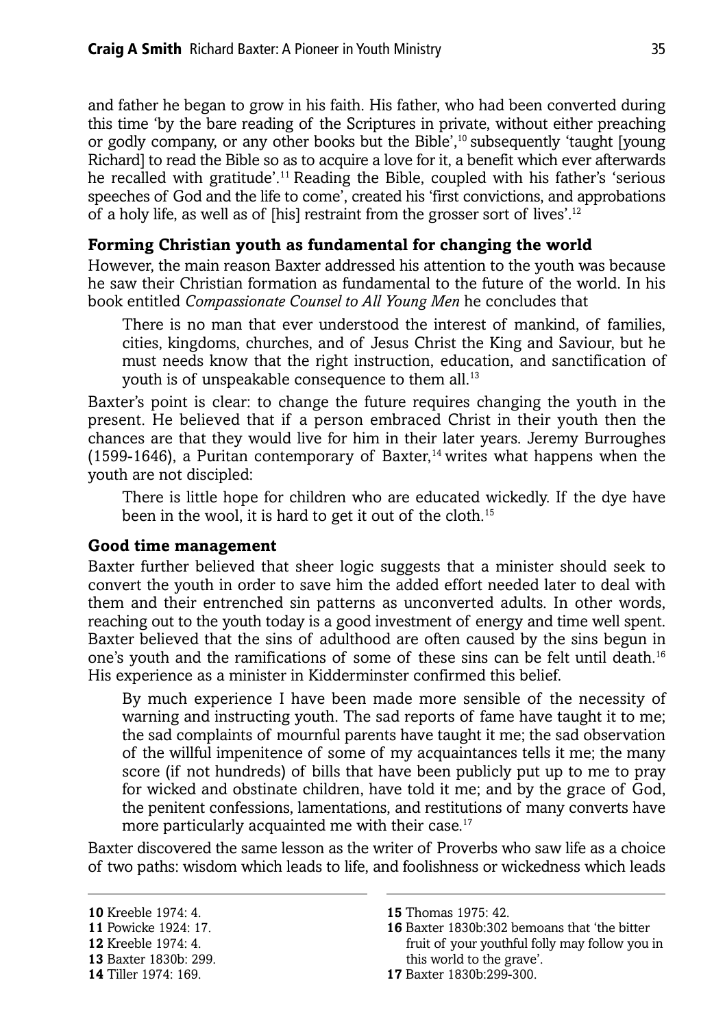and father he began to grow in his faith. His father, who had been converted during this time 'by the bare reading of the Scriptures in private, without either preaching or godly company, or any other books but the Bible',[10] subsequently 'taught [young Richard] to read the Bible so as to acquire a love for it, a benefit which ever afterwards he recalled with gratitude'.[11] Reading the Bible, coupled with his father's 'serious speeches of God and the life to come', created his 'first convictions, and approbations of a holy life, as well as of [his] restraint from the grosser sort of lives'.[12]

### Forming Christian youth as fundamental for changing the world

However, the main reason Baxter addressed his attention to the youth was because he saw their Christian formation as fundamental to the future of the world. In his book entitled *Compassionate Counsel to All Young Men* he concludes that

> There is no man that ever understood the interest of mankind, of families, cities, kingdoms, churches, and of Jesus Christ the King and Saviour, but he must needs know that the right instruction, education, and sanctification of youth is of unspeakable consequence to them all.[13]

Baxter's point is clear: to change the future requires changing the youth in the present. He believed that if a person embraced Christ in their youth then the chances are that they would live for him in their later years. Jeremy Burroughes (1599-1646), a Puritan contemporary of Baxter,[14] writes what happens when the youth are not discipled:

> There is little hope for children who are educated wickedly. If the dye have been in the wool, it is hard to get it out of the cloth.[15]

### Good time management

Baxter further believed that sheer logic suggests that a minister should seek to convert the youth in order to save him the added effort needed later to deal with them and their entrenched sin patterns as unconverted adults. In other words, reaching out to the youth today is a good investment of energy and time well spent. Baxter believed that the sins of adulthood are often caused by the sins begun in one's youth and the ramifications of some of these sins can be felt until death.[16] His experience as a minister in Kidderminster confirmed this belief.

> By much experience I have been made more sensible of the necessity of warning and instructing youth. The sad reports of fame have taught it to me; the sad complaints of mournful parents have taught it me; the sad observation of the willful impenitence of some of my acquaintances tells it me; the many score (if not hundreds) of bills that have been publicly put up to me to pray for wicked and obstinate children, have told it me; and by the grace of God, the penitent confessions, lamentations, and restitutions of many converts have more particularly acquainted me with their case.[17]

Baxter discovered the same lesson as the writer of Proverbs who saw life as a choice of two paths: wisdom which leads to life, and foolishness or wickedness which leads

---

**10** Kreeble 1974: 4.
**11** Powicke 1924: 17.
**12** Kreeble 1974: 4.
**13** Baxter 1830b: 299.
**14** Tiller 1974: 169.
**15** Thomas 1975: 42.
**16** Baxter 1830b:302 bemoans that 'the bitter fruit of your youthful folly may follow you in this world to the grave'.
**17** Baxter 1830b:299-300.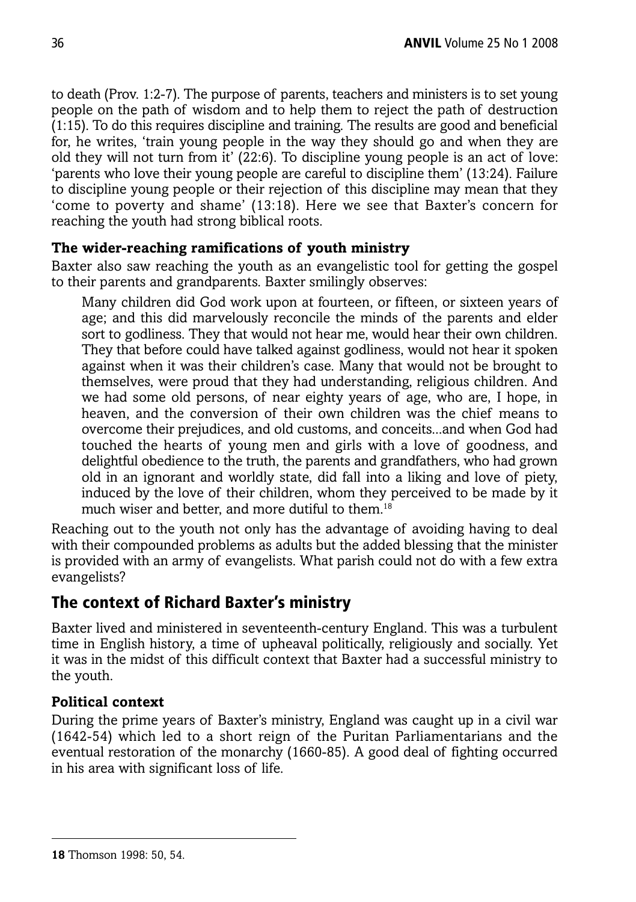to death (Prov. 1:2-7). The purpose of parents, teachers and ministers is to set young people on the path of wisdom and to help them to reject the path of destruction (1:15). To do this requires discipline and training. The results are good and beneficial for, he writes, 'train young people in the way they should go and when they are old they will not turn from it' (22:6). To discipline young people is an act of love: 'parents who love their young people are careful to discipline them' (13:24). Failure to discipline young people or their rejection of this discipline may mean that they 'come to poverty and shame' (13:18). Here we see that Baxter's concern for reaching the youth had strong biblical roots.

### The wider-reaching ramifications of youth ministry

Baxter also saw reaching the youth as an evangelistic tool for getting the gospel to their parents and grandparents. Baxter smilingly observes:

> Many children did God work upon at fourteen, or fifteen, or sixteen years of age; and this did marvelously reconcile the minds of the parents and elder sort to godliness. They that would not hear me, would hear their own children. They that before could have talked against godliness, would not hear it spoken against when it was their children's case. Many that would not be brought to themselves, were proud that they had understanding, religious children. And we had some old persons, of near eighty years of age, who are, I hope, in heaven, and the conversion of their own children was the chief means to overcome their prejudices, and old customs, and conceits...and when God had touched the hearts of young men and girls with a love of goodness, and delightful obedience to the truth, the parents and grandfathers, who had grown old in an ignorant and worldly state, did fall into a liking and love of piety, induced by the love of their children, whom they perceived to be made by it much wiser and better, and more dutiful to them.[18]

Reaching out to the youth not only has the advantage of avoiding having to deal with their compounded problems as adults but the added blessing that the minister is provided with an army of evangelists. What parish could not do with a few extra evangelists?

## The context of Richard Baxter's ministry

Baxter lived and ministered in seventeenth-century England. This was a turbulent time in English history, a time of upheaval politically, religiously and socially. Yet it was in the midst of this difficult context that Baxter had a successful ministry to the youth.

### Political context

During the prime years of Baxter's ministry, England was caught up in a civil war (1642-54) which led to a short reign of the Puritan Parliamentarians and the eventual restoration of the monarchy (1660-85). A good deal of fighting occurred in his area with significant loss of life.

---

**18** Thomson 1998: 50, 54.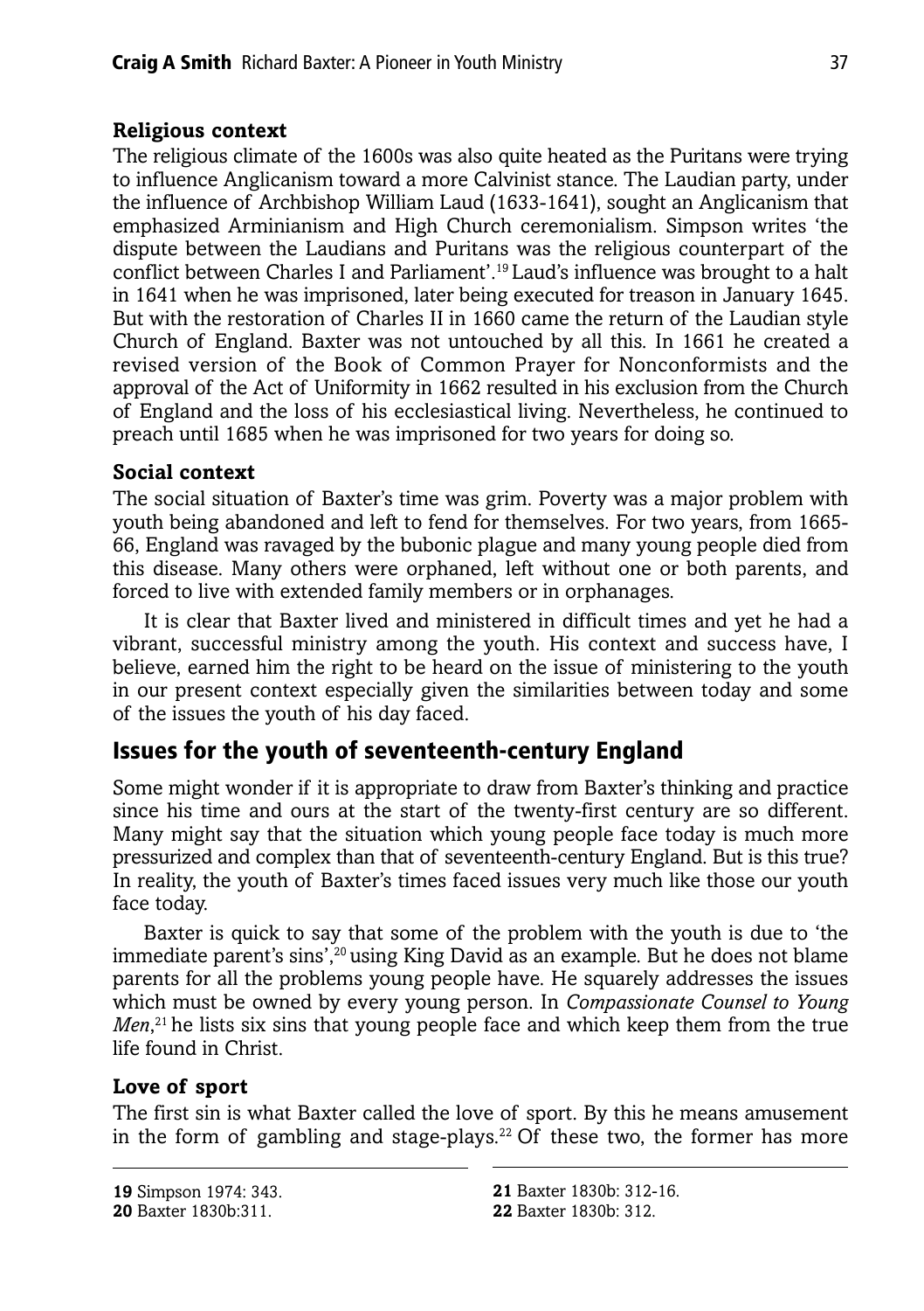### Religious context

The religious climate of the 1600s was also quite heated as the Puritans were trying to influence Anglicanism toward a more Calvinist stance. The Laudian party, under the influence of Archbishop William Laud (1633-1641), sought an Anglicanism that emphasized Arminianism and High Church ceremonialism. Simpson writes 'the dispute between the Laudians and Puritans was the religious counterpart of the conflict between Charles I and Parliament'.[19] Laud's influence was brought to a halt in 1641 when he was imprisoned, later being executed for treason in January 1645. But with the restoration of Charles II in 1660 came the return of the Laudian style Church of England. Baxter was not untouched by all this. In 1661 he created a revised version of the Book of Common Prayer for Nonconformists and the approval of the Act of Uniformity in 1662 resulted in his exclusion from the Church of England and the loss of his ecclesiastical living. Nevertheless, he continued to preach until 1685 when he was imprisoned for two years for doing so.

### Social context

The social situation of Baxter's time was grim. Poverty was a major problem with youth being abandoned and left to fend for themselves. For two years, from 1665-66, England was ravaged by the bubonic plague and many young people died from this disease. Many others were orphaned, left without one or both parents, and forced to live with extended family members or in orphanages.

It is clear that Baxter lived and ministered in difficult times and yet he had a vibrant, successful ministry among the youth. His context and success have, I believe, earned him the right to be heard on the issue of ministering to the youth in our present context especially given the similarities between today and some of the issues the youth of his day faced.

## Issues for the youth of seventeenth-century England

Some might wonder if it is appropriate to draw from Baxter's thinking and practice since his time and ours at the start of the twenty-first century are so different. Many might say that the situation which young people face today is much more pressurized and complex than that of seventeenth-century England. But is this true? In reality, the youth of Baxter's times faced issues very much like those our youth face today.

Baxter is quick to say that some of the problem with the youth is due to 'the immediate parent's sins',[20] using King David as an example. But he does not blame parents for all the problems young people have. He squarely addresses the issues which must be owned by every young person. In *Compassionate Counsel to Young Men*,[21] he lists six sins that young people face and which keep them from the true life found in Christ.

### Love of sport

The first sin is what Baxter called the love of sport. By this he means amusement in the form of gambling and stage-plays.[22] Of these two, the former has more

---

19 Simpson 1974: 343.
20 Baxter 1830b:311.
21 Baxter 1830b: 312-16.
22 Baxter 1830b: 312.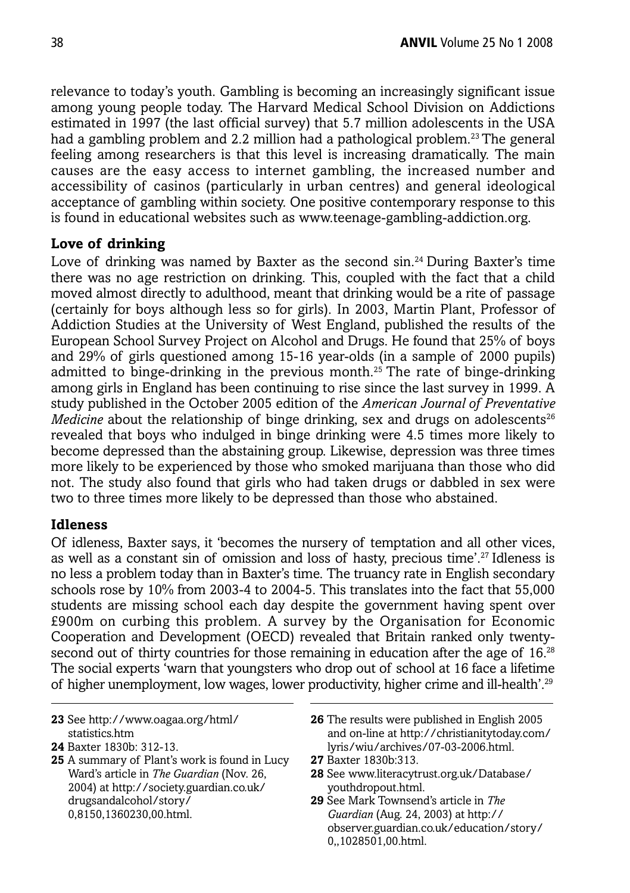relevance to today's youth. Gambling is becoming an increasingly significant issue among young people today. The Harvard Medical School Division on Addictions estimated in 1997 (the last official survey) that 5.7 million adolescents in the USA had a gambling problem and 2.2 million had a pathological problem.[23] The general feeling among researchers is that this level is increasing dramatically. The main causes are the easy access to internet gambling, the increased number and accessibility of casinos (particularly in urban centres) and general ideological acceptance of gambling within society. One positive contemporary response to this is found in educational websites such as www.teenage-gambling-addiction.org.

### Love of drinking

Love of drinking was named by Baxter as the second sin.[24] During Baxter's time there was no age restriction on drinking. This, coupled with the fact that a child moved almost directly to adulthood, meant that drinking would be a rite of passage (certainly for boys although less so for girls). In 2003, Martin Plant, Professor of Addiction Studies at the University of West England, published the results of the European School Survey Project on Alcohol and Drugs. He found that 25% of boys and 29% of girls questioned among 15-16 year-olds (in a sample of 2000 pupils) admitted to binge-drinking in the previous month.[25] The rate of binge-drinking among girls in England has been continuing to rise since the last survey in 1999. A study published in the October 2005 edition of the *American Journal of Preventative Medicine* about the relationship of binge drinking, sex and drugs on adolescents[26] revealed that boys who indulged in binge drinking were 4.5 times more likely to become depressed than the abstaining group. Likewise, depression was three times more likely to be experienced by those who smoked marijuana than those who did not. The study also found that girls who had taken drugs or dabbled in sex were two to three times more likely to be depressed than those who abstained.

### Idleness

Of idleness, Baxter says, it 'becomes the nursery of temptation and all other vices, as well as a constant sin of omission and loss of hasty, precious time'.[27] Idleness is no less a problem today than in Baxter's time. The truancy rate in English secondary schools rose by 10% from 2003-4 to 2004-5. This translates into the fact that 55,000 students are missing school each day despite the government having spent over £900m on curbing this problem. A survey by the Organisation for Economic Cooperation and Development (OECD) revealed that Britain ranked only twenty-second out of thirty countries for those remaining in education after the age of 16.[28] The social experts 'warn that youngsters who drop out of school at 16 face a lifetime of higher unemployment, low wages, lower productivity, higher crime and ill-health'.[29]

---

**23** See http://www.oagaa.org/html/statistics.htm

**24** Baxter 1830b: 312-13.

**25** A summary of Plant's work is found in Lucy Ward's article in *The Guardian* (Nov. 26, 2004) at http://society.guardian.co.uk/drugsandalcohol/story/0,8150,1360230,00.html.

**26** The results were published in English 2005 and on-line at http://christianitytoday.com/lyris/wiu/archives/07-03-2006.html.

**27** Baxter 1830b:313.

**28** See www.literacytrust.org.uk/Database/youthdropout.html.

**29** See Mark Townsend's article in *The Guardian* (Aug. 24, 2003) at http://observer.guardian.co.uk/education/story/0,,1028501,00.html.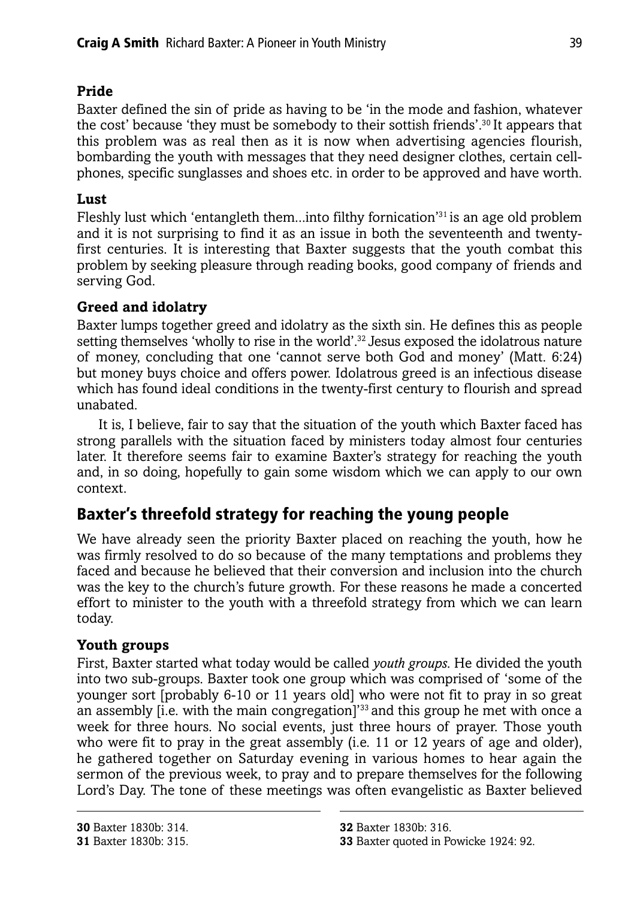### Pride

Baxter defined the sin of pride as having to be 'in the mode and fashion, whatever the cost' because 'they must be somebody to their sottish friends'.[30] It appears that this problem was as real then as it is now when advertising agencies flourish, bombarding the youth with messages that they need designer clothes, certain cell-phones, specific sunglasses and shoes etc. in order to be approved and have worth.

### Lust

Fleshly lust which 'entangleth them...into filthy fornication'[31] is an age old problem and it is not surprising to find it as an issue in both the seventeenth and twenty-first centuries. It is interesting that Baxter suggests that the youth combat this problem by seeking pleasure through reading books, good company of friends and serving God.

### Greed and idolatry

Baxter lumps together greed and idolatry as the sixth sin. He defines this as people setting themselves 'wholly to rise in the world'.[32] Jesus exposed the idolatrous nature of money, concluding that one 'cannot serve both God and money' (Matt. 6:24) but money buys choice and offers power. Idolatrous greed is an infectious disease which has found ideal conditions in the twenty-first century to flourish and spread unabated.

It is, I believe, fair to say that the situation of the youth which Baxter faced has strong parallels with the situation faced by ministers today almost four centuries later. It therefore seems fair to examine Baxter's strategy for reaching the youth and, in so doing, hopefully to gain some wisdom which we can apply to our own context.

## Baxter's threefold strategy for reaching the young people

We have already seen the priority Baxter placed on reaching the youth, how he was firmly resolved to do so because of the many temptations and problems they faced and because he believed that their conversion and inclusion into the church was the key to the church's future growth. For these reasons he made a concerted effort to minister to the youth with a threefold strategy from which we can learn today.

### Youth groups

First, Baxter started what today would be called *youth groups*. He divided the youth into two sub-groups. Baxter took one group which was comprised of 'some of the younger sort [probably 6-10 or 11 years old] who were not fit to pray in so great an assembly [i.e. with the main congregation]'[33] and this group he met with once a week for three hours. No social events, just three hours of prayer. Those youth who were fit to pray in the great assembly (i.e. 11 or 12 years of age and older), he gathered together on Saturday evening in various homes to hear again the sermon of the previous week, to pray and to prepare themselves for the following Lord's Day. The tone of these meetings was often evangelistic as Baxter believed

---

**30** Baxter 1830b: 314.

**31** Baxter 1830b: 315.

**32** Baxter 1830b: 316.

**33** Baxter quoted in Powicke 1924: 92.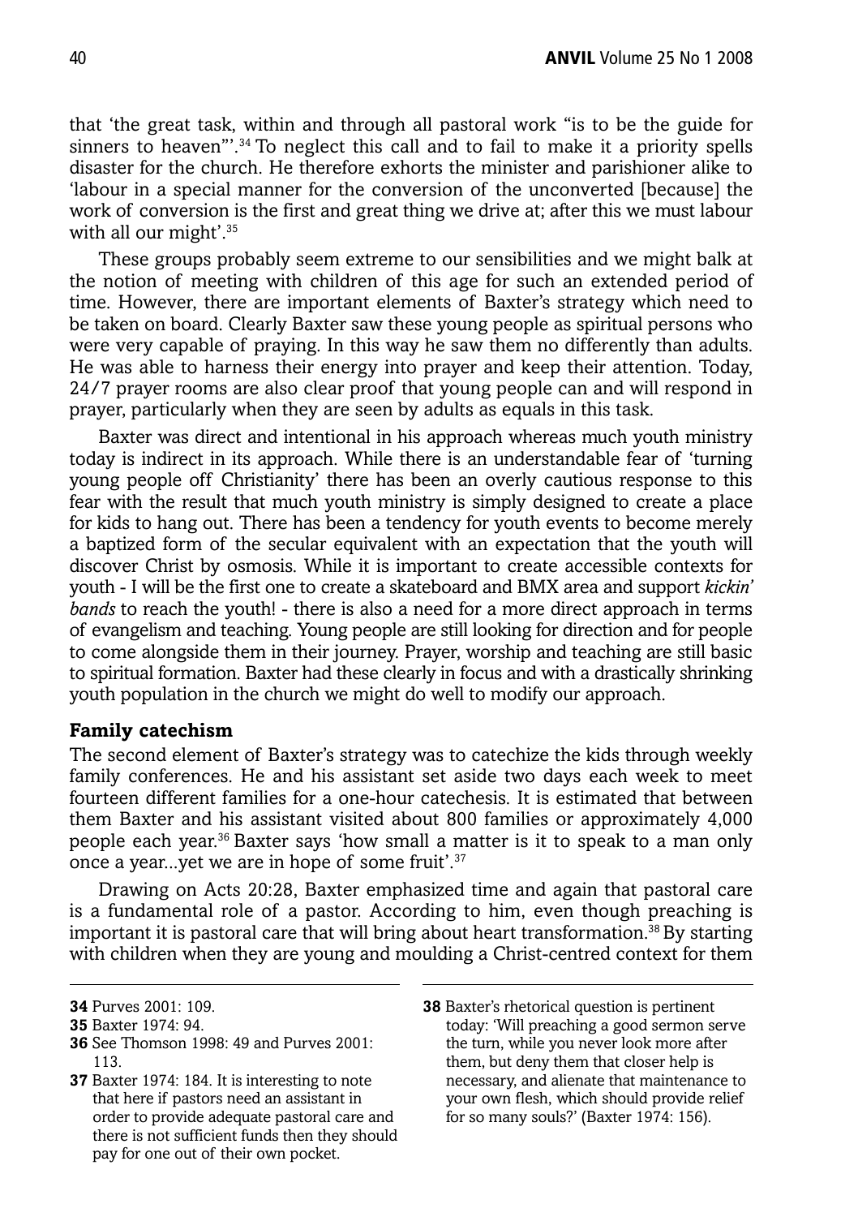that 'the great task, within and through all pastoral work "is to be the guide for sinners to heaven"'.[34] To neglect this call and to fail to make it a priority spells disaster for the church. He therefore exhorts the minister and parishioner alike to 'labour in a special manner for the conversion of the unconverted [because] the work of conversion is the first and great thing we drive at; after this we must labour with all our might'.[35]

These groups probably seem extreme to our sensibilities and we might balk at the notion of meeting with children of this age for such an extended period of time. However, there are important elements of Baxter's strategy which need to be taken on board. Clearly Baxter saw these young people as spiritual persons who were very capable of praying. In this way he saw them no differently than adults. He was able to harness their energy into prayer and keep their attention. Today, 24/7 prayer rooms are also clear proof that young people can and will respond in prayer, particularly when they are seen by adults as equals in this task.

Baxter was direct and intentional in his approach whereas much youth ministry today is indirect in its approach. While there is an understandable fear of 'turning young people off Christianity' there has been an overly cautious response to this fear with the result that much youth ministry is simply designed to create a place for kids to hang out. There has been a tendency for youth events to become merely a baptized form of the secular equivalent with an expectation that the youth will discover Christ by osmosis. While it is important to create accessible contexts for youth - I will be the first one to create a skateboard and BMX area and support *kickin' bands* to reach the youth! - there is also a need for a more direct approach in terms of evangelism and teaching. Young people are still looking for direction and for people to come alongside them in their journey. Prayer, worship and teaching are still basic to spiritual formation. Baxter had these clearly in focus and with a drastically shrinking youth population in the church we might do well to modify our approach.

### Family catechism

The second element of Baxter's strategy was to catechize the kids through weekly family conferences. He and his assistant set aside two days each week to meet fourteen different families for a one-hour catechesis. It is estimated that between them Baxter and his assistant visited about 800 families or approximately 4,000 people each year.[36] Baxter says 'how small a matter is it to speak to a man only once a year...yet we are in hope of some fruit'.[37]

Drawing on Acts 20:28, Baxter emphasized time and again that pastoral care is a fundamental role of a pastor. According to him, even though preaching is important it is pastoral care that will bring about heart transformation.[38] By starting with children when they are young and moulding a Christ-centred context for them

---

**34** Purves 2001: 109.

**35** Baxter 1974: 94.

**36** See Thomson 1998: 49 and Purves 2001: 113.

**37** Baxter 1974: 184. It is interesting to note that here if pastors need an assistant in order to provide adequate pastoral care and there is not sufficient funds then they should pay for one out of their own pocket.

**38** Baxter's rhetorical question is pertinent today: 'Will preaching a good sermon serve the turn, while you never look more after them, but deny them that closer help is necessary, and alienate that maintenance to your own flesh, which should provide relief for so many souls?' (Baxter 1974: 156).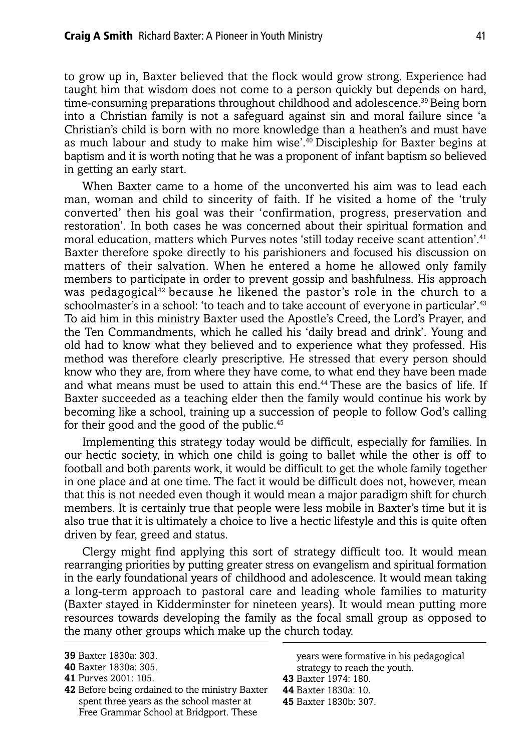to grow up in, Baxter believed that the flock would grow strong. Experience had taught him that wisdom does not come to a person quickly but depends on hard, time-consuming preparations throughout childhood and adolescence.[39] Being born into a Christian family is not a safeguard against sin and moral failure since 'a Christian's child is born with no more knowledge than a heathen's and must have as much labour and study to make him wise'.[40] Discipleship for Baxter begins at baptism and it is worth noting that he was a proponent of infant baptism so believed in getting an early start.

When Baxter came to a home of the unconverted his aim was to lead each man, woman and child to sincerity of faith. If he visited a home of the 'truly converted' then his goal was their 'confirmation, progress, preservation and restoration'. In both cases he was concerned about their spiritual formation and moral education, matters which Purves notes 'still today receive scant attention'.[41] Baxter therefore spoke directly to his parishioners and focused his discussion on matters of their salvation. When he entered a home he allowed only family members to participate in order to prevent gossip and bashfulness. His approach was pedagogical[42] because he likened the pastor's role in the church to a schoolmaster's in a school: 'to teach and to take account of everyone in particular'.[43] To aid him in this ministry Baxter used the Apostle's Creed, the Lord's Prayer, and the Ten Commandments, which he called his 'daily bread and drink'. Young and old had to know what they believed and to experience what they professed. His method was therefore clearly prescriptive. He stressed that every person should know who they are, from where they have come, to what end they have been made and what means must be used to attain this end.[44] These are the basics of life. If Baxter succeeded as a teaching elder then the family would continue his work by becoming like a school, training up a succession of people to follow God's calling for their good and the good of the public.[45]

Implementing this strategy today would be difficult, especially for families. In our hectic society, in which one child is going to ballet while the other is off to football and both parents work, it would be difficult to get the whole family together in one place and at one time. The fact it would be difficult does not, however, mean that this is not needed even though it would mean a major paradigm shift for church members. It is certainly true that people were less mobile in Baxter's time but it is also true that it is ultimately a choice to live a hectic lifestyle and this is quite often driven by fear, greed and status.

Clergy might find applying this sort of strategy difficult too. It would mean rearranging priorities by putting greater stress on evangelism and spiritual formation in the early foundational years of childhood and adolescence. It would mean taking a long-term approach to pastoral care and leading whole families to maturity (Baxter stayed in Kidderminster for nineteen years). It would mean putting more resources towards developing the family as the focal small group as opposed to the many other groups which make up the church today.

---

**39** Baxter 1830a: 303.
**40** Baxter 1830a: 305.
**41** Purves 2001: 105.
**42** Before being ordained to the ministry Baxter spent three years as the school master at Free Grammar School at Bridgport. These years were formative in his pedagogical strategy to reach the youth.
**43** Baxter 1974: 180.
**44** Baxter 1830a: 10.
**45** Baxter 1830b: 307.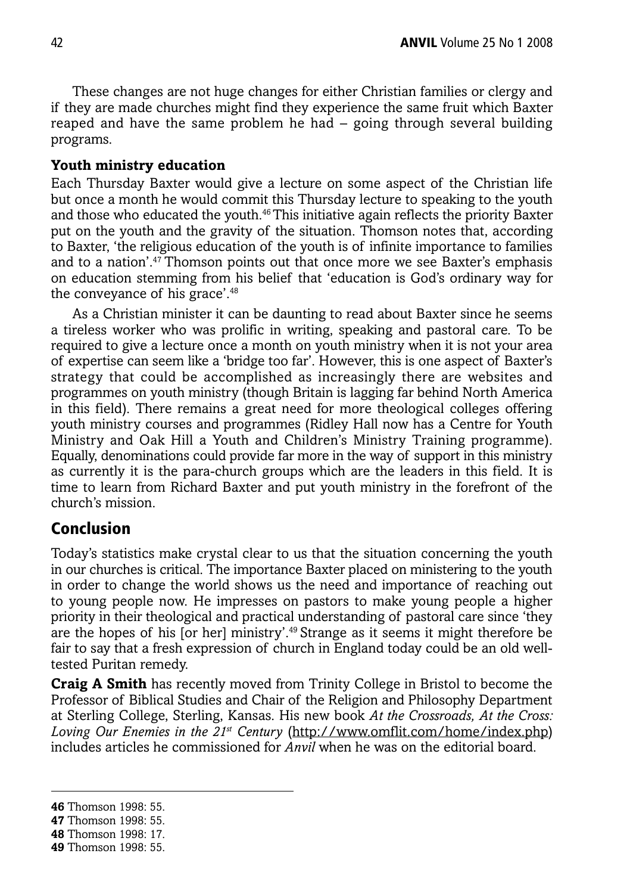These changes are not huge changes for either Christian families or clergy and if they are made churches might find they experience the same fruit which Baxter reaped and have the same problem he had – going through several building programs.

### Youth ministry education

Each Thursday Baxter would give a lecture on some aspect of the Christian life but once a month he would commit this Thursday lecture to speaking to the youth and those who educated the youth.[46] This initiative again reflects the priority Baxter put on the youth and the gravity of the situation. Thomson notes that, according to Baxter, 'the religious education of the youth is of infinite importance to families and to a nation'.[47] Thomson points out that once more we see Baxter's emphasis on education stemming from his belief that 'education is God's ordinary way for the conveyance of his grace'.[48]

As a Christian minister it can be daunting to read about Baxter since he seems a tireless worker who was prolific in writing, speaking and pastoral care. To be required to give a lecture once a month on youth ministry when it is not your area of expertise can seem like a 'bridge too far'. However, this is one aspect of Baxter's strategy that could be accomplished as increasingly there are websites and programmes on youth ministry (though Britain is lagging far behind North America in this field). There remains a great need for more theological colleges offering youth ministry courses and programmes (Ridley Hall now has a Centre for Youth Ministry and Oak Hill a Youth and Children's Ministry Training programme). Equally, denominations could provide far more in the way of support in this ministry as currently it is the para-church groups which are the leaders in this field. It is time to learn from Richard Baxter and put youth ministry in the forefront of the church's mission.

## Conclusion

Today's statistics make crystal clear to us that the situation concerning the youth in our churches is critical. The importance Baxter placed on ministering to the youth in order to change the world shows us the need and importance of reaching out to young people now. He impresses on pastors to make young people a higher priority in their theological and practical understanding of pastoral care since 'they are the hopes of his [or her] ministry'.[49] Strange as it seems it might therefore be fair to say that a fresh expression of church in England today could be an old well-tested Puritan remedy.

**Craig A Smith** has recently moved from Trinity College in Bristol to become the Professor of Biblical Studies and Chair of the Religion and Philosophy Department at Sterling College, Sterling, Kansas. His new book *At the Crossroads, At the Cross: Loving Our Enemies in the 21st Century* (http://www.omflit.com/home/index.php) includes articles he commissioned for *Anvil* when he was on the editorial board.

---

**46** Thomson 1998: 55.
**47** Thomson 1998: 55.
**48** Thomson 1998: 17.
**49** Thomson 1998: 55.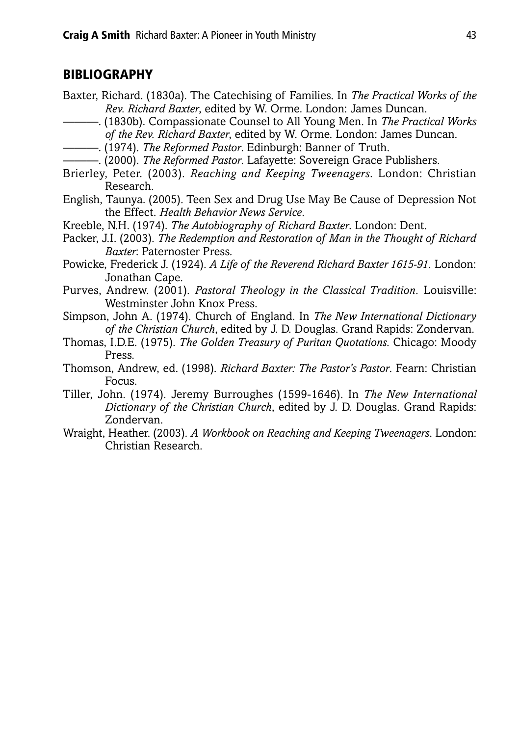## BIBLIOGRAPHY

Baxter, Richard. (1830a). The Catechising of Families. In *The Practical Works of the Rev. Richard Baxter*, edited by W. Orme. London: James Duncan.

———. (1830b). Compassionate Counsel to All Young Men. In *The Practical Works of the Rev. Richard Baxter*, edited by W. Orme. London: James Duncan.

———. (1974). *The Reformed Pastor*. Edinburgh: Banner of Truth.

———. (2000). *The Reformed Pastor*. Lafayette: Sovereign Grace Publishers.

Brierley, Peter. (2003). *Reaching and Keeping Tweenagers*. London: Christian Research.

English, Taunya. (2005). Teen Sex and Drug Use May Be Cause of Depression Not the Effect. *Health Behavior News Service*.

Kreeble, N.H. (1974). *The Autobiography of Richard Baxter*. London: Dent.

Packer, J.I. (2003). *The Redemption and Restoration of Man in the Thought of Richard Baxter*: Paternoster Press.

Powicke, Frederick J. (1924). *A Life of the Reverend Richard Baxter 1615-91*. London: Jonathan Cape.

Purves, Andrew. (2001). *Pastoral Theology in the Classical Tradition*. Louisville: Westminster John Knox Press.

Simpson, John A. (1974). Church of England. In *The New International Dictionary of the Christian Church*, edited by J. D. Douglas. Grand Rapids: Zondervan.

Thomas, I.D.E. (1975). *The Golden Treasury of Puritan Quotations*. Chicago: Moody Press.

Thomson, Andrew, ed. (1998). *Richard Baxter: The Pastor's Pastor*. Fearn: Christian Focus.

Tiller, John. (1974). Jeremy Burroughes (1599-1646). In *The New International Dictionary of the Christian Church*, edited by J. D. Douglas. Grand Rapids: Zondervan.

Wraight, Heather. (2003). *A Workbook on Reaching and Keeping Tweenagers*. London: Christian Research.